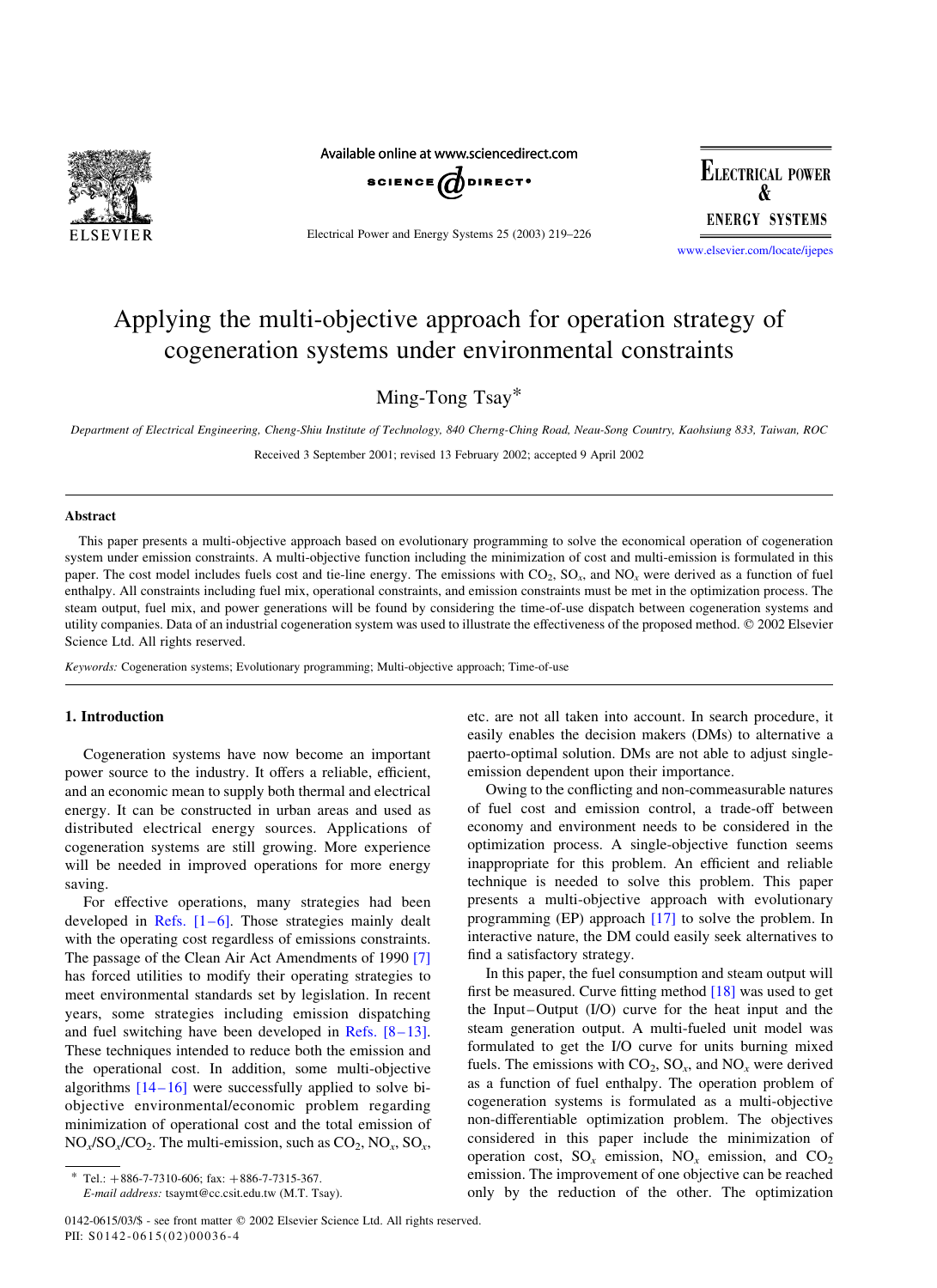# Applying the multi-objective approach for operation strategy of cogeneration systems under environmental constraints

Ming-Tong Tsay*

*Department of Electrical Engineering, Cheng-Shiu Institute of Technology, 840 Cherng-Ching Road, Neau-Song Country, Kaohsiung 833, Taiwan, ROC*

Received 3 September 2001; revised 13 February 2002; accepted 9 April 2002

## Abstract

This paper presents a multi-objective approach based on evolutionary programming to solve the economical operation of cogeneration system under emission constraints. A multi-objective function including the minimization of cost and multi-emission is formulated in this paper. The cost model includes fuels cost and tie-line energy. The emissions with $CO_2$, $SO_x$, and $NO_x$ were derived as a function of fuel enthalpy. All constraints including fuel mix, operational constraints, and emission constraints must be met in the optimization process. The steam output, fuel mix, and power generations will be found by considering the time-of-use dispatch between cogeneration systems and utility companies. Data of an industrial cogeneration system was used to illustrate the effectiveness of the proposed method. © 2002 Elsevier Science Ltd. All rights reserved.

*Keywords:* Cogeneration systems; Evolutionary programming; Multi-objective approach; Time-of-use

## 1. Introduction

Cogeneration systems have now become an important power source to the industry. It offers a reliable, efficient, and an economic mean to supply both thermal and electrical energy. It can be constructed in urban areas and used as distributed electrical energy sources. Applications of cogeneration systems are still growing. More experience will be needed in improved operations for more energy saving.

For effective operations, many strategies had been developed in Refs. [1–6]. Those strategies mainly dealt with the operating cost regardless of emissions constraints. The passage of the Clean Air Act Amendments of 1990 [7] has forced utilities to modify their operating strategies to meet environmental standards set by legislation. In recent years, some strategies including emission dispatching and fuel switching have been developed in Refs. [8–13]. These techniques intended to reduce both the emission and the operational cost. In addition, some multi-objective algorithms [14–16] were successfully applied to solve bi-objective environmental/economic problem regarding minimization of operational cost and the total emission of $NO_x/SO_x/CO_2$. The multi-emission, such as $CO_2$, $NO_x$, $SO_x$, etc. are not all taken into account. In search procedure, it easily enables the decision makers (DMs) to alternative a paerto-optimal solution. DMs are not able to adjust single-emission dependent upon their importance.

Owing to the conflicting and non-commeasurable natures of fuel cost and emission control, a trade-off between economy and environment needs to be considered in the optimization process. A single-objective function seems inappropriate for this problem. An efficient and reliable technique is needed to solve this problem. This paper presents a multi-objective approach with evolutionary programming (EP) approach [17] to solve the problem. In interactive nature, the DM could easily seek alternatives to find a satisfactory strategy.

In this paper, the fuel consumption and steam output will first be measured. Curve fitting method [18] was used to get the Input–Output (I/O) curve for the heat input and the steam generation output. A multi-fueled unit model was formulated to get the I/O curve for units burning mixed fuels. The emissions with $CO_2$, $SO_x$, and $NO_x$ were derived as a function of fuel enthalpy. The operation problem of cogeneration systems is formulated as a multi-objective non-differentiable optimization problem. The objectives considered in this paper include the minimization of operation cost, $SO_x$ emission, $NO_x$ emission, and $CO_2$ emission. The improvement of one objective can be reached only by the reduction of the other. The optimization

* Tel.: +886-7-7310-606; fax: +886-7-7315-367. *E-mail address:* tsaymt@cc.csit.edu.tw (M.T. Tsay).

0142-0615/03/$ - see front matter © 2002 Elsevier Science Ltd. All rights reserved.
PII: S0142-0615(02)00036-4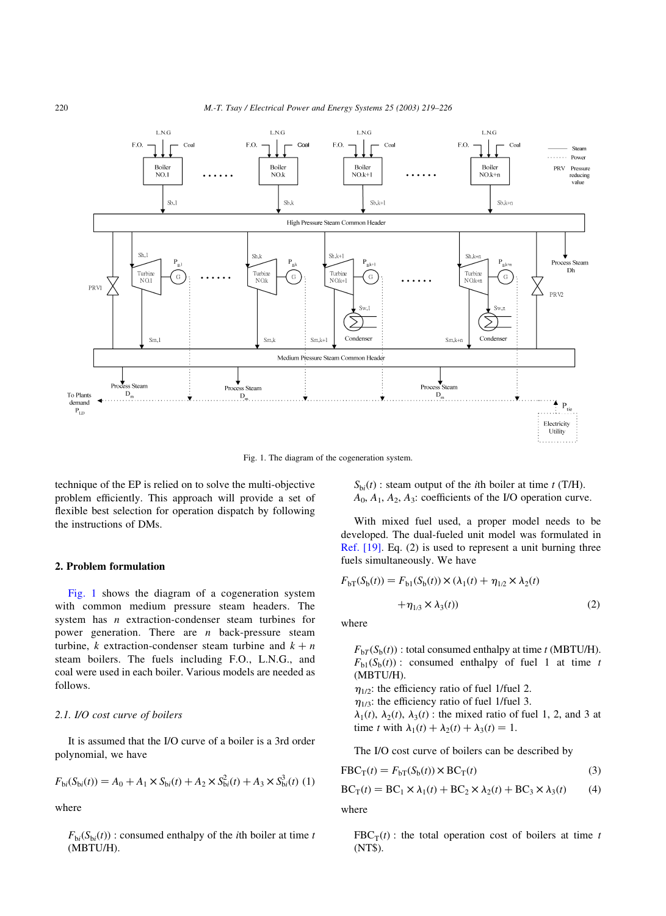Fig. 1. The diagram of the cogeneration system.

technique of the EP is relied on to solve the multi-objective problem efficiently. This approach will provide a set of flexible best selection for operation dispatch by following the instructions of DMs.

## 2. Problem formulation

Fig. 1 shows the diagram of a cogeneration system with common medium pressure steam headers. The system has $n$ extraction-condenser steam turbines for power generation. There are $n$ back-pressure steam turbine, $k$ extraction-condenser steam turbine and $k+n$ steam boilers. The fuels including F.O., L.N.G., and coal were used in each boiler. Various models are needed as follows.

### 2.1. I/O cost curve of boilers

It is assumed that the I/O curve of a boiler is a 3rd order polynomial, we have

$$F_{bi}(S_{bi}(t)) = A_0 + A_1 \times S_{bi}(t) + A_2 \times S_{bi}^2(t) + A_3 \times S_{bi}^3(t) \quad (1)$$

where

$F_{bi}(S_{bi}(t))$ : consumed enthalpy of the $i$th boiler at time $t$ (MBTU/H).
$S_{bi}(t)$ : steam output of the $i$th boiler at time $t$ (T/H).
$A_0$, $A_1$, $A_2$, $A_3$: coefficients of the I/O operation curve.

With mixed fuel used, a proper model needs to be developed. The dual-fueled unit model was formulated in Ref. [19]. Eq. (2) is used to represent a unit burning three fuels simultaneously. We have

$$F_{bT}(S_b(t)) = F_{b1}(S_b(t)) \times (\lambda_1(t) + \eta_{1/2} \times \lambda_2(t) + \eta_{1/3} \times \lambda_3(t)) \quad (2)$$

where

$F_{bT}(S_b(t))$ : total consumed enthalpy at time $t$ (MBTU/H).
$F_{b1}(S_b(t))$ : consumed enthalpy of fuel 1 at time $t$ (MBTU/H).
$\eta_{1/2}$: the efficiency ratio of fuel 1/fuel 2.
$\eta_{1/3}$: the efficiency ratio of fuel 1/fuel 3.
$\lambda_1(t)$, $\lambda_2(t)$, $\lambda_3(t)$ : the mixed ratio of fuel 1, 2, and 3 at time $t$ with $\lambda_1(t) + \lambda_2(t) + \lambda_3(t) = 1$.

The I/O cost curve of boilers can be described by

$$\text{FBC}_T(t) = F_{bT}(S_b(t)) \times \text{BC}_T(t) \quad (3)$$

$$\text{BC}_T(t) = \text{BC}_1 \times \lambda_1(t) + \text{BC}_2 \times \lambda_2(t) + \text{BC}_3 \times \lambda_3(t) \quad (4)$$

where

$\text{FBC}_T(t)$ : the total operation cost of boilers at time $t$ (NT\$).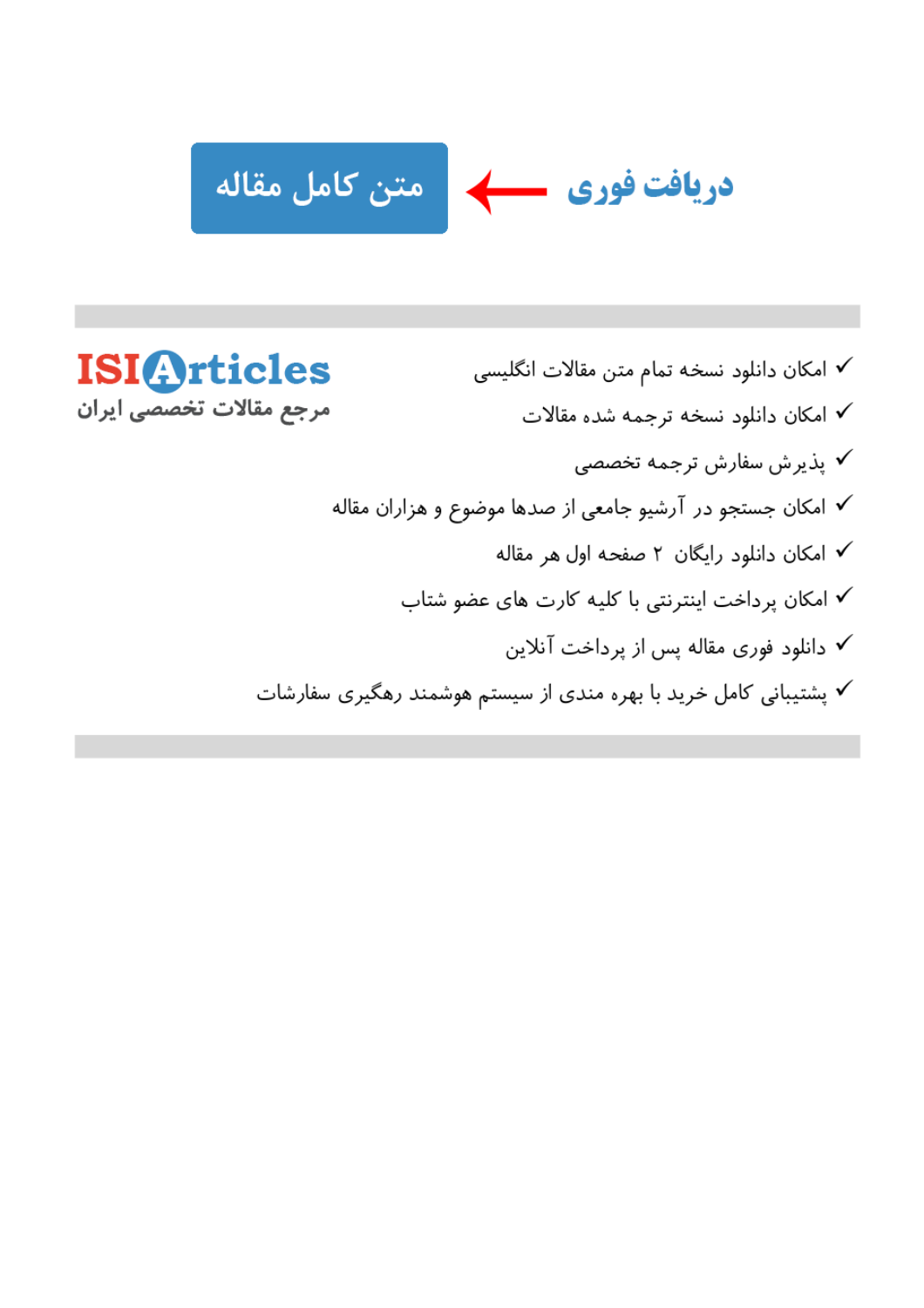دریافت فوری ← متن کامل مقاله

**ISIArticles**
مرجع مقالات تخصصی ایران

- ✓ امکان دانلود نسخه تمام متن مقالات انگلیسی
- ✓ امکان دانلود نسخه ترجمه شده مقالات
- ✓ پذیرش سفارش ترجمه تخصصی
- ✓ امکان جستجو در آرشیو جامعی از صدها موضوع و هزاران مقاله
- ✓ امکان دانلود رایگان ۲ صفحه اول هر مقاله
- ✓ امکان پرداخت اینترنتی با کلیه کارت های عضو شتاب
- ✓ دانلود فوری مقاله پس از پرداخت آنلاین
- ✓ پشتیبانی کامل خرید با بهره مندی از سیستم هوشمند رهگیری سفارشات